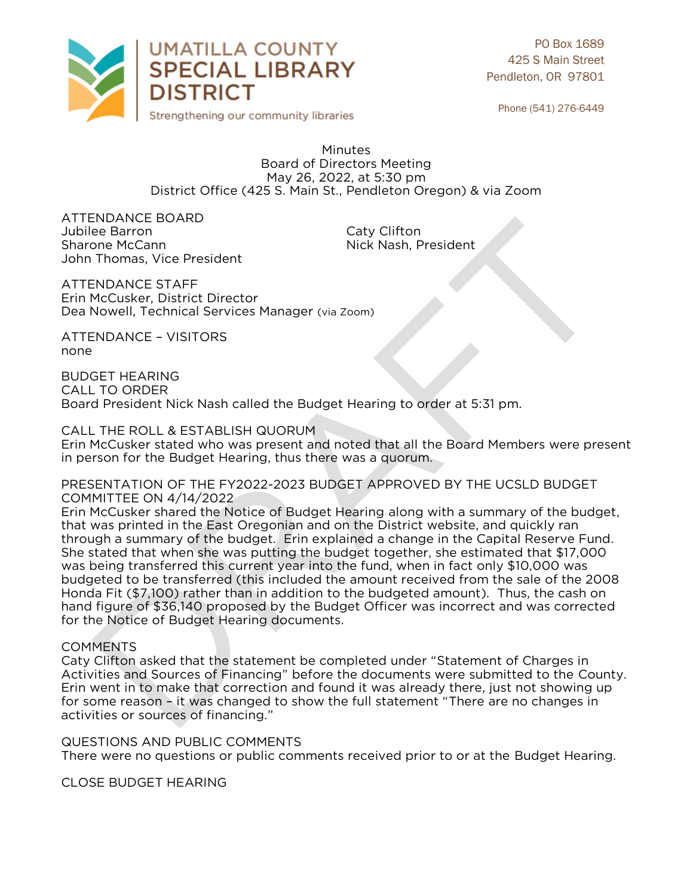UMATILLA COUNTY SPECIAL LIBRARY DISTRICT

Strengthening our community libraries

PO Box 1689
425 S Main Street
Pendleton, OR 97801

Phone (541) 276-6449

Minutes
Board of Directors Meeting
May 26, 2022, at 5:30 pm
District Office (425 S. Main St., Pendleton Oregon) & via Zoom

ATTENDANCE BOARD
Jubilee Barron
Sharone McCann
John Thomas, Vice President
Caty Clifton
Nick Nash, President

ATTENDANCE STAFF
Erin McCusker, District Director
Dea Nowell, Technical Services Manager (via Zoom)

ATTENDANCE – VISITORS
none

BUDGET HEARING
CALL TO ORDER
Board President Nick Nash called the Budget Hearing to order at 5:31 pm.

CALL THE ROLL & ESTABLISH QUORUM
Erin McCusker stated who was present and noted that all the Board Members were present in person for the Budget Hearing, thus there was a quorum.

PRESENTATION OF THE FY2022-2023 BUDGET APPROVED BY THE UCSLD BUDGET COMMITTEE ON 4/14/2022
Erin McCusker shared the Notice of Budget Hearing along with a summary of the budget, that was printed in the East Oregonian and on the District website, and quickly ran through a summary of the budget. Erin explained a change in the Capital Reserve Fund. She stated that when she was putting the budget together, she estimated that $17,000 was being transferred this current year into the fund, when in fact only $10,000 was budgeted to be transferred (this included the amount received from the sale of the 2008 Honda Fit ($7,100) rather than in addition to the budgeted amount). Thus, the cash on hand figure of $36,140 proposed by the Budget Officer was incorrect and was corrected for the Notice of Budget Hearing documents.

COMMENTS
Caty Clifton asked that the statement be completed under "Statement of Charges in Activities and Sources of Financing" before the documents were submitted to the County. Erin went in to make that correction and found it was already there, just not showing up for some reason – it was changed to show the full statement "There are no changes in activities or sources of financing."

QUESTIONS AND PUBLIC COMMENTS
There were no questions or public comments received prior to or at the Budget Hearing.

CLOSE BUDGET HEARING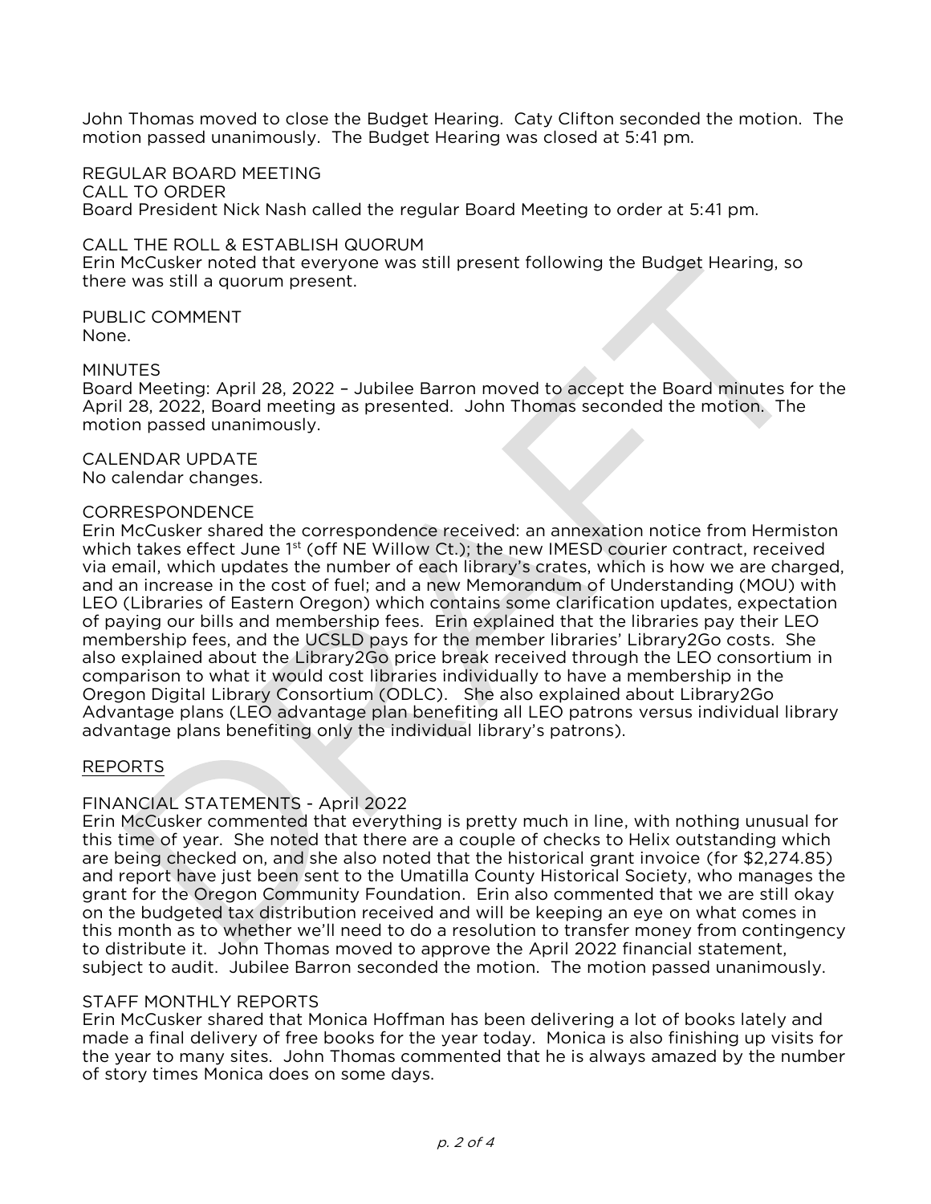John Thomas moved to close the Budget Hearing. Caty Clifton seconded the motion. The motion passed unanimously. The Budget Hearing was closed at 5:41 pm.

REGULAR BOARD MEETING

CALL TO ORDER

Board President Nick Nash called the regular Board Meeting to order at 5:41 pm.

CALL THE ROLL & ESTABLISH QUORUM

Erin McCusker noted that everyone was still present following the Budget Hearing, so there was still a quorum present.

PUBLIC COMMENT

None.

MINUTES

Board Meeting: April 28, 2022 – Jubilee Barron moved to accept the Board minutes for the April 28, 2022, Board meeting as presented. John Thomas seconded the motion. The motion passed unanimously.

CALENDAR UPDATE

No calendar changes.

CORRESPONDENCE

Erin McCusker shared the correspondence received: an annexation notice from Hermiston which takes effect June 1st (off NE Willow Ct.); the new IMESD courier contract, received via email, which updates the number of each library's crates, which is how we are charged, and an increase in the cost of fuel; and a new Memorandum of Understanding (MOU) with LEO (Libraries of Eastern Oregon) which contains some clarification updates, expectation of paying our bills and membership fees. Erin explained that the libraries pay their LEO membership fees, and the UCSLD pays for the member libraries' Library2Go costs. She also explained about the Library2Go price break received through the LEO consortium in comparison to what it would cost libraries individually to have a membership in the Oregon Digital Library Consortium (ODLC). She also explained about Library2Go Advantage plans (LEO advantage plan benefiting all LEO patrons versus individual library advantage plans benefiting only the individual library's patrons).

REPORTS

FINANCIAL STATEMENTS - April 2022

Erin McCusker commented that everything is pretty much in line, with nothing unusual for this time of year. She noted that there are a couple of checks to Helix outstanding which are being checked on, and she also noted that the historical grant invoice (for $2,274.85) and report have just been sent to the Umatilla County Historical Society, who manages the grant for the Oregon Community Foundation. Erin also commented that we are still okay on the budgeted tax distribution received and will be keeping an eye on what comes in this month as to whether we'll need to do a resolution to transfer money from contingency to distribute it. John Thomas moved to approve the April 2022 financial statement, subject to audit. Jubilee Barron seconded the motion. The motion passed unanimously.

STAFF MONTHLY REPORTS

Erin McCusker shared that Monica Hoffman has been delivering a lot of books lately and made a final delivery of free books for the year today. Monica is also finishing up visits for the year to many sites. John Thomas commented that he is always amazed by the number of story times Monica does on some days.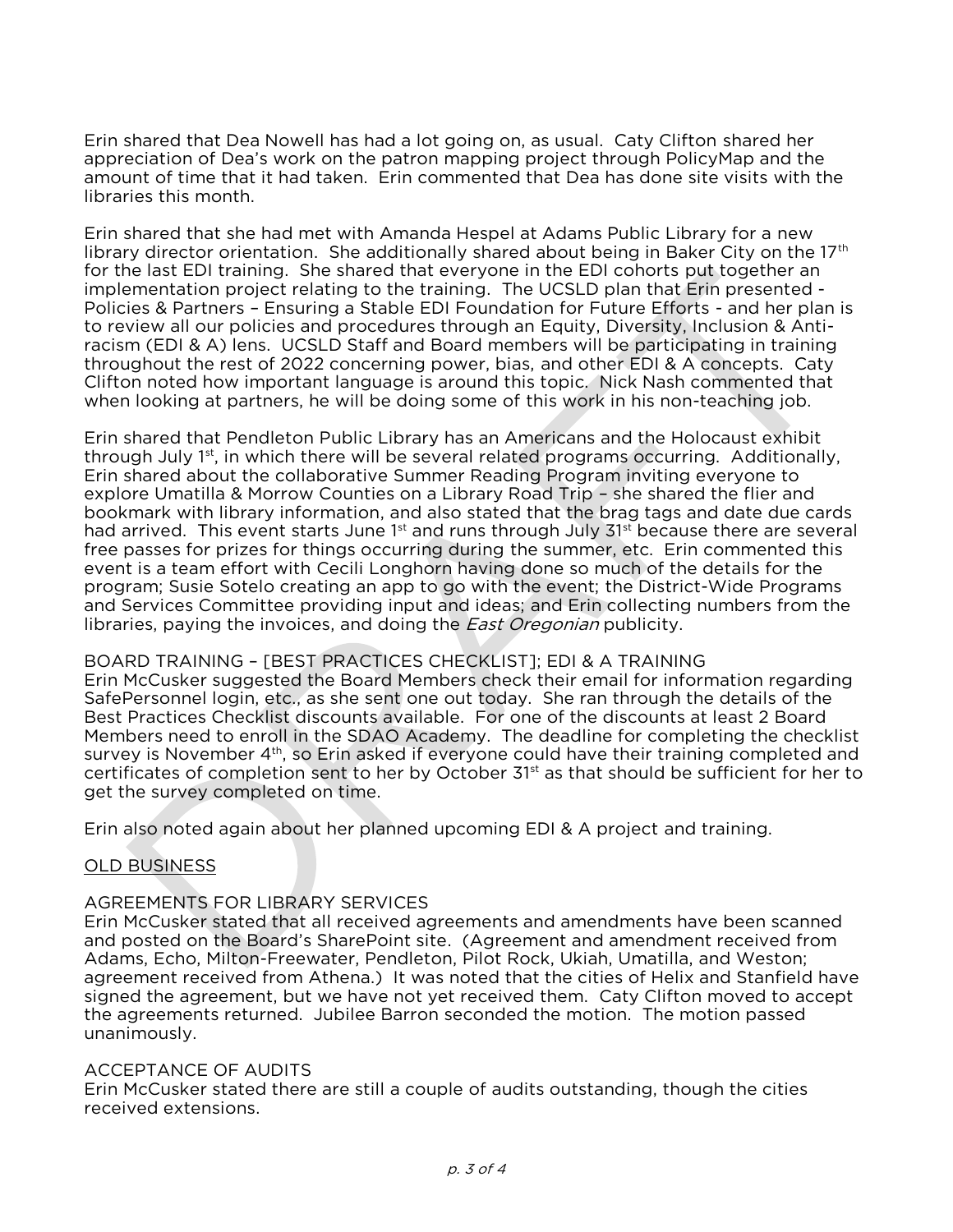Erin shared that Dea Nowell has had a lot going on, as usual. Caty Clifton shared her appreciation of Dea's work on the patron mapping project through PolicyMap and the amount of time that it had taken. Erin commented that Dea has done site visits with the libraries this month.

Erin shared that she had met with Amanda Hespel at Adams Public Library for a new library director orientation. She additionally shared about being in Baker City on the 17th for the last EDI training. She shared that everyone in the EDI cohorts put together an implementation project relating to the training. The UCSLD plan that Erin presented - Policies & Partners – Ensuring a Stable EDI Foundation for Future Efforts - and her plan is to review all our policies and procedures through an Equity, Diversity, Inclusion & Anti-racism (EDI & A) lens. UCSLD Staff and Board members will be participating in training throughout the rest of 2022 concerning power, bias, and other EDI & A concepts. Caty Clifton noted how important language is around this topic. Nick Nash commented that when looking at partners, he will be doing some of this work in his non-teaching job.

Erin shared that Pendleton Public Library has an Americans and the Holocaust exhibit through July 1st, in which there will be several related programs occurring. Additionally, Erin shared about the collaborative Summer Reading Program inviting everyone to explore Umatilla & Morrow Counties on a Library Road Trip – she shared the flier and bookmark with library information, and also stated that the brag tags and date due cards had arrived. This event starts June 1st and runs through July 31st because there are several free passes for prizes for things occurring during the summer, etc. Erin commented this event is a team effort with Cecili Longhorn having done so much of the details for the program; Susie Sotelo creating an app to go with the event; the District-Wide Programs and Services Committee providing input and ideas; and Erin collecting numbers from the libraries, paying the invoices, and doing the *East Oregonian* publicity.

BOARD TRAINING – [BEST PRACTICES CHECKLIST]; EDI & A TRAINING

Erin McCusker suggested the Board Members check their email for information regarding SafePersonnel login, etc., as she sent one out today. She ran through the details of the Best Practices Checklist discounts available. For one of the discounts at least 2 Board Members need to enroll in the SDAO Academy. The deadline for completing the checklist survey is November 4th, so Erin asked if everyone could have their training completed and certificates of completion sent to her by October 31st as that should be sufficient for her to get the survey completed on time.

Erin also noted again about her planned upcoming EDI & A project and training.

<u>OLD BUSINESS</u>

AGREEMENTS FOR LIBRARY SERVICES

Erin McCusker stated that all received agreements and amendments have been scanned and posted on the Board's SharePoint site. (Agreement and amendment received from Adams, Echo, Milton-Freewater, Pendleton, Pilot Rock, Ukiah, Umatilla, and Weston; agreement received from Athena.) It was noted that the cities of Helix and Stanfield have signed the agreement, but we have not yet received them. Caty Clifton moved to accept the agreements returned. Jubilee Barron seconded the motion. The motion passed unanimously.

ACCEPTANCE OF AUDITS

Erin McCusker stated there are still a couple of audits outstanding, though the cities received extensions.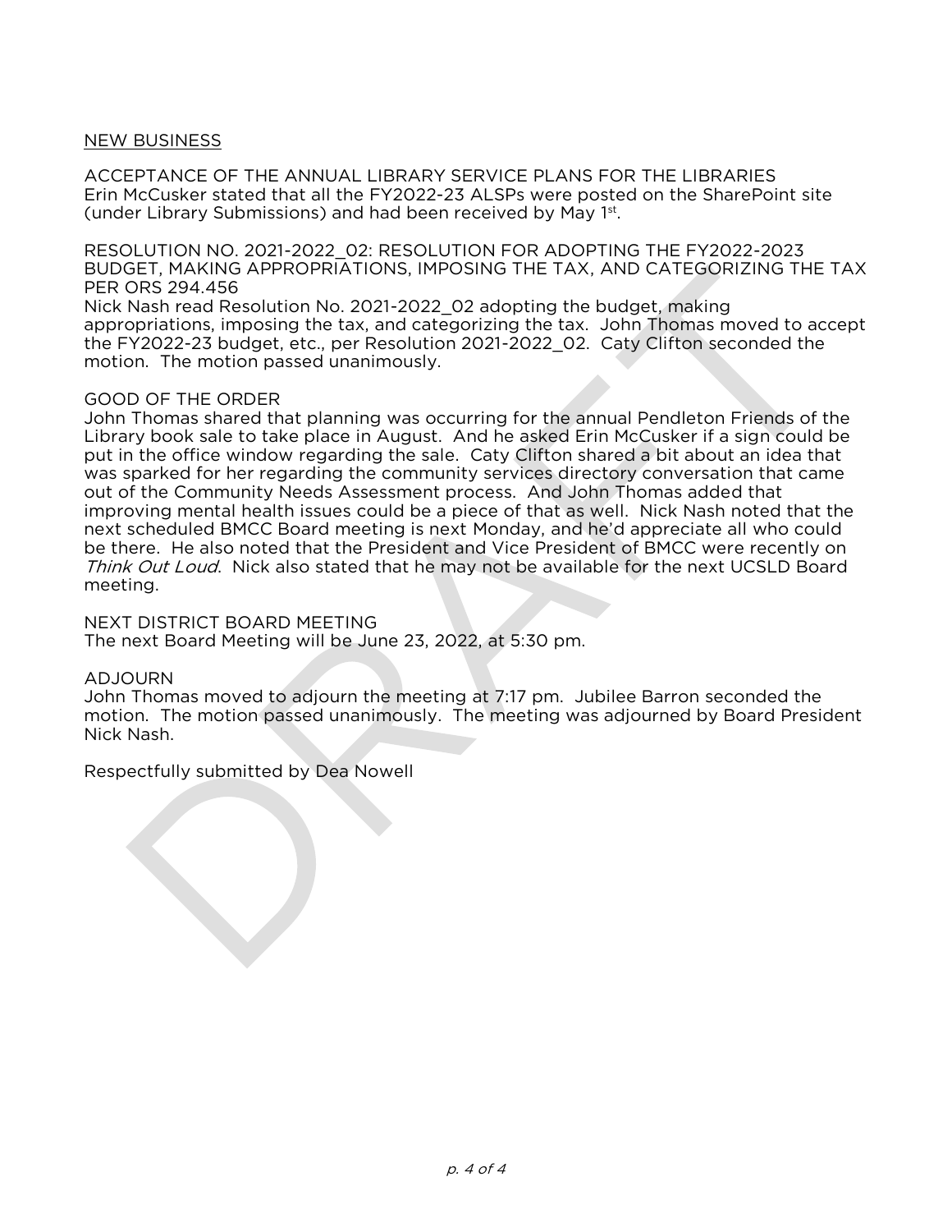## NEW BUSINESS

ACCEPTANCE OF THE ANNUAL LIBRARY SERVICE PLANS FOR THE LIBRARIES
Erin McCusker stated that all the FY2022-23 ALSPs were posted on the SharePoint site (under Library Submissions) and had been received by May 1st.

RESOLUTION NO. 2021-2022_02: RESOLUTION FOR ADOPTING THE FY2022-2023 BUDGET, MAKING APPROPRIATIONS, IMPOSING THE TAX, AND CATEGORIZING THE TAX PER ORS 294.456
Nick Nash read Resolution No. 2021-2022_02 adopting the budget, making appropriations, imposing the tax, and categorizing the tax. John Thomas moved to accept the FY2022-23 budget, etc., per Resolution 2021-2022_02. Caty Clifton seconded the motion. The motion passed unanimously.

GOOD OF THE ORDER
John Thomas shared that planning was occurring for the annual Pendleton Friends of the Library book sale to take place in August. And he asked Erin McCusker if a sign could be put in the office window regarding the sale. Caty Clifton shared a bit about an idea that was sparked for her regarding the community services directory conversation that came out of the Community Needs Assessment process. And John Thomas added that improving mental health issues could be a piece of that as well. Nick Nash noted that the next scheduled BMCC Board meeting is next Monday, and he'd appreciate all who could be there. He also noted that the President and Vice President of BMCC were recently on *Think Out Loud*. Nick also stated that he may not be available for the next UCSLD Board meeting.

NEXT DISTRICT BOARD MEETING
The next Board Meeting will be June 23, 2022, at 5:30 pm.

ADJOURN
John Thomas moved to adjourn the meeting at 7:17 pm. Jubilee Barron seconded the motion. The motion passed unanimously. The meeting was adjourned by Board President Nick Nash.

Respectfully submitted by Dea Nowell